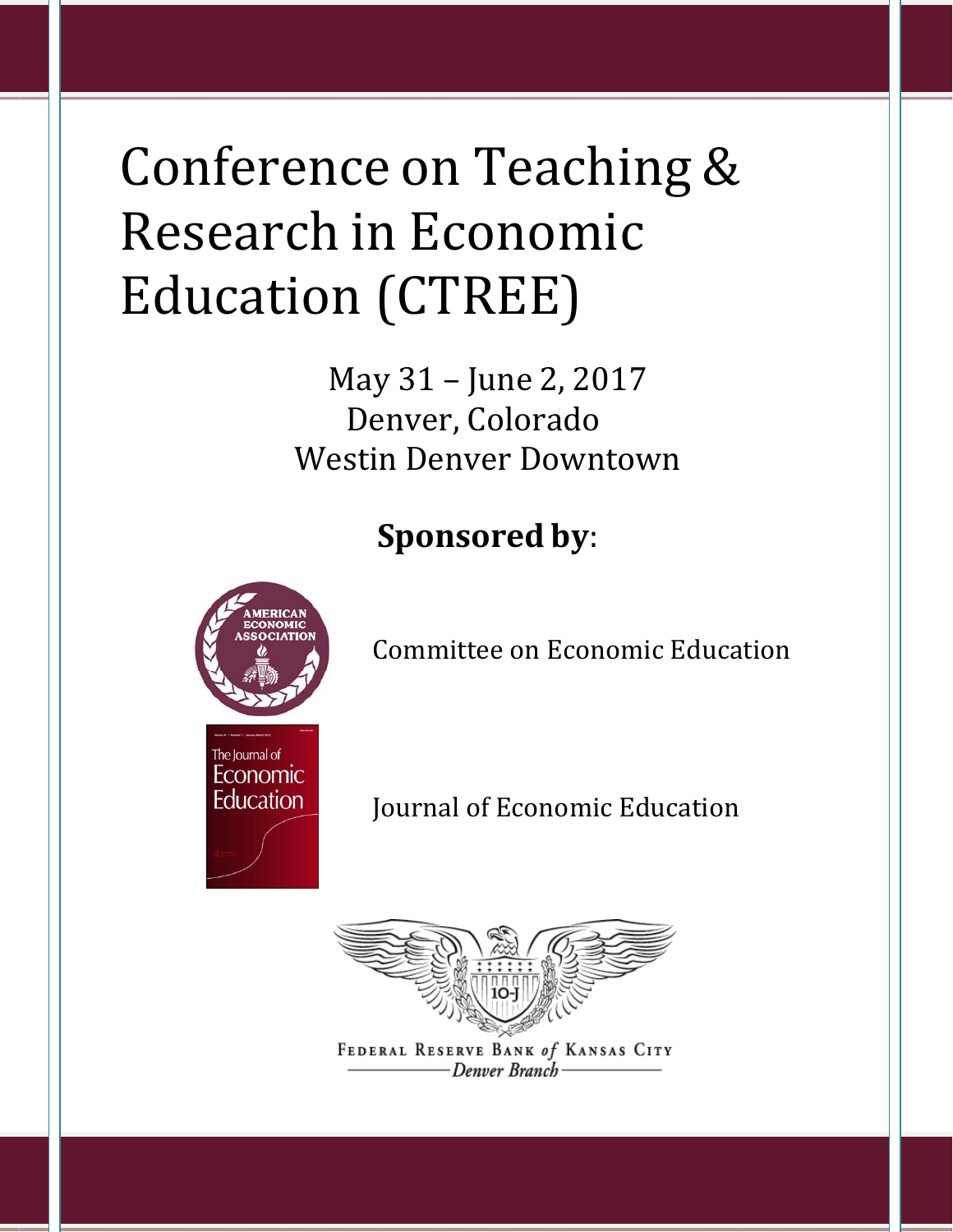# Conference on Teaching & Research in Economic Education (CTREE)

May 31 – June 2, 2017
Denver, Colorado
Westin Denver Downtown

**Sponsored by**:

Committee on Economic Education

Journal of Economic Education

Federal Reserve Bank *of* Kansas City
*Denver Branch*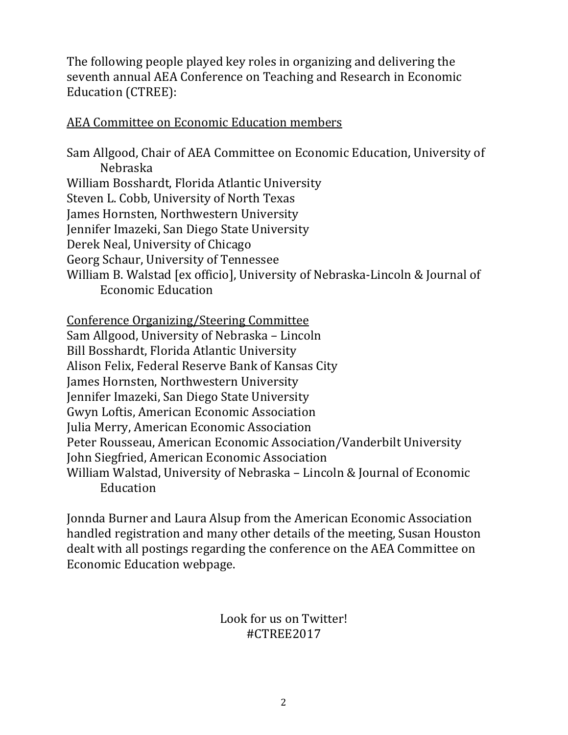The following people played key roles in organizing and delivering the seventh annual AEA Conference on Teaching and Research in Economic Education (CTREE):

<u>AEA Committee on Economic Education members</u>

Sam Allgood, Chair of AEA Committee on Economic Education, University of Nebraska  
William Bosshardt, Florida Atlantic University  
Steven L. Cobb, University of North Texas  
James Hornsten, Northwestern University  
Jennifer Imazeki, San Diego State University  
Derek Neal, University of Chicago  
Georg Schaur, University of Tennessee  
William B. Walstad [ex officio], University of Nebraska-Lincoln & Journal of Economic Education

<u>Conference Organizing/Steering Committee</u>

Sam Allgood, University of Nebraska – Lincoln  
Bill Bosshardt, Florida Atlantic University  
Alison Felix, Federal Reserve Bank of Kansas City  
James Hornsten, Northwestern University  
Jennifer Imazeki, San Diego State University  
Gwyn Loftis, American Economic Association  
Julia Merry, American Economic Association  
Peter Rousseau, American Economic Association/Vanderbilt University  
John Siegfried, American Economic Association  
William Walstad, University of Nebraska – Lincoln & Journal of Economic Education

Jonnda Burner and Laura Alsup from the American Economic Association handled registration and many other details of the meeting, Susan Houston dealt with all postings regarding the conference on the AEA Committee on Economic Education webpage.

Look for us on Twitter!  
#CTREE2017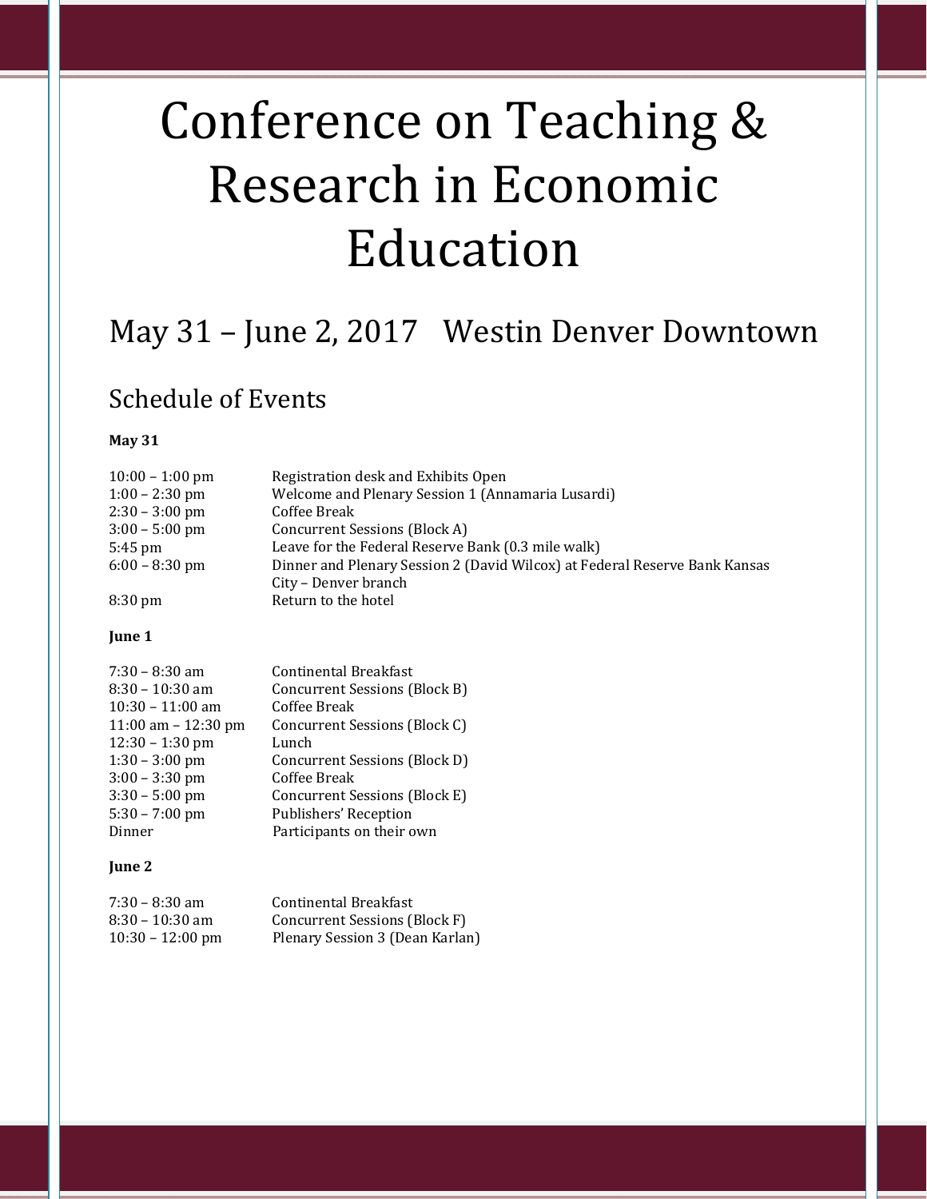# Conference on Teaching & Research in Economic Education

## May 31 – June 2, 2017 Westin Denver Downtown

### Schedule of Events

**May 31**

| | |
|---|---|
| 10:00 – 1:00 pm | Registration desk and Exhibits Open |
| 1:00 – 2:30 pm | Welcome and Plenary Session 1 (Annamaria Lusardi) |
| 2:30 – 3:00 pm | Coffee Break |
| 3:00 – 5:00 pm | Concurrent Sessions (Block A) |
| 5:45 pm | Leave for the Federal Reserve Bank (0.3 mile walk) |
| 6:00 – 8:30 pm | Dinner and Plenary Session 2 (David Wilcox) at Federal Reserve Bank Kansas City – Denver branch |
| 8:30 pm | Return to the hotel |

**June 1**

| | |
|---|---|
| 7:30 – 8:30 am | Continental Breakfast |
| 8:30 – 10:30 am | Concurrent Sessions (Block B) |
| 10:30 – 11:00 am | Coffee Break |
| 11:00 am – 12:30 pm | Concurrent Sessions (Block C) |
| 12:30 – 1:30 pm | Lunch |
| 1:30 – 3:00 pm | Concurrent Sessions (Block D) |
| 3:00 – 3:30 pm | Coffee Break |
| 3:30 – 5:00 pm | Concurrent Sessions (Block E) |
| 5:30 – 7:00 pm | Publishers' Reception |
| Dinner | Participants on their own |

**June 2**

| | |
|---|---|
| 7:30 – 8:30 am | Continental Breakfast |
| 8:30 – 10:30 am | Concurrent Sessions (Block F) |
| 10:30 – 12:00 pm | Plenary Session 3 (Dean Karlan) |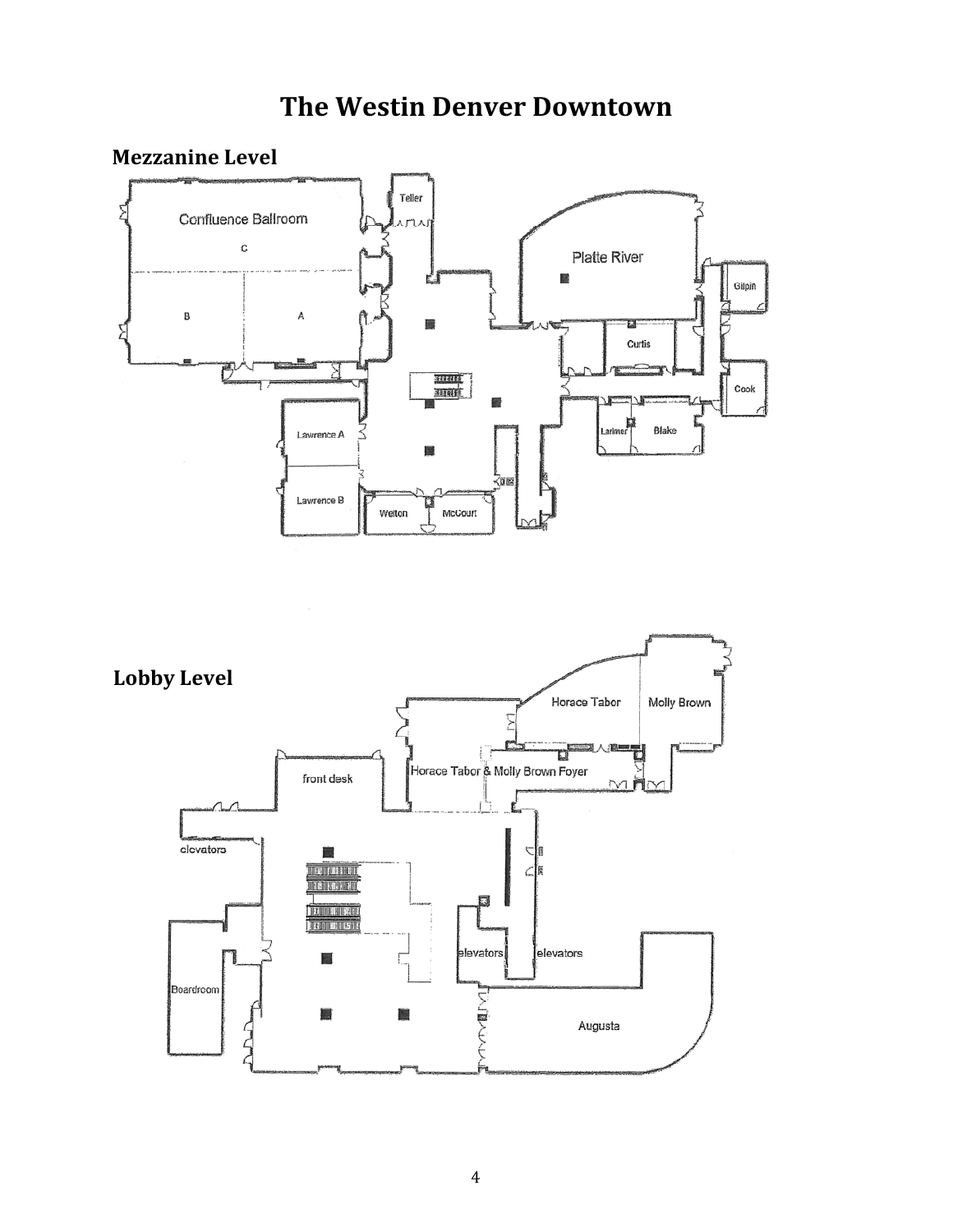# The Westin Denver Downtown

## Mezzanine Level

Confluence Ballroom

C

B

A

Teller

Platte River

Gilpin

Curtis

Cook

Larimer

Blake

Lawrence A

Lawrence B

Welton

McCourt

## Lobby Level

Horace Tabor

Molly Brown

Horace Tabor & Molly Brown Foyer

front desk

elevators

elevators

elevators

Boardroom

Augusta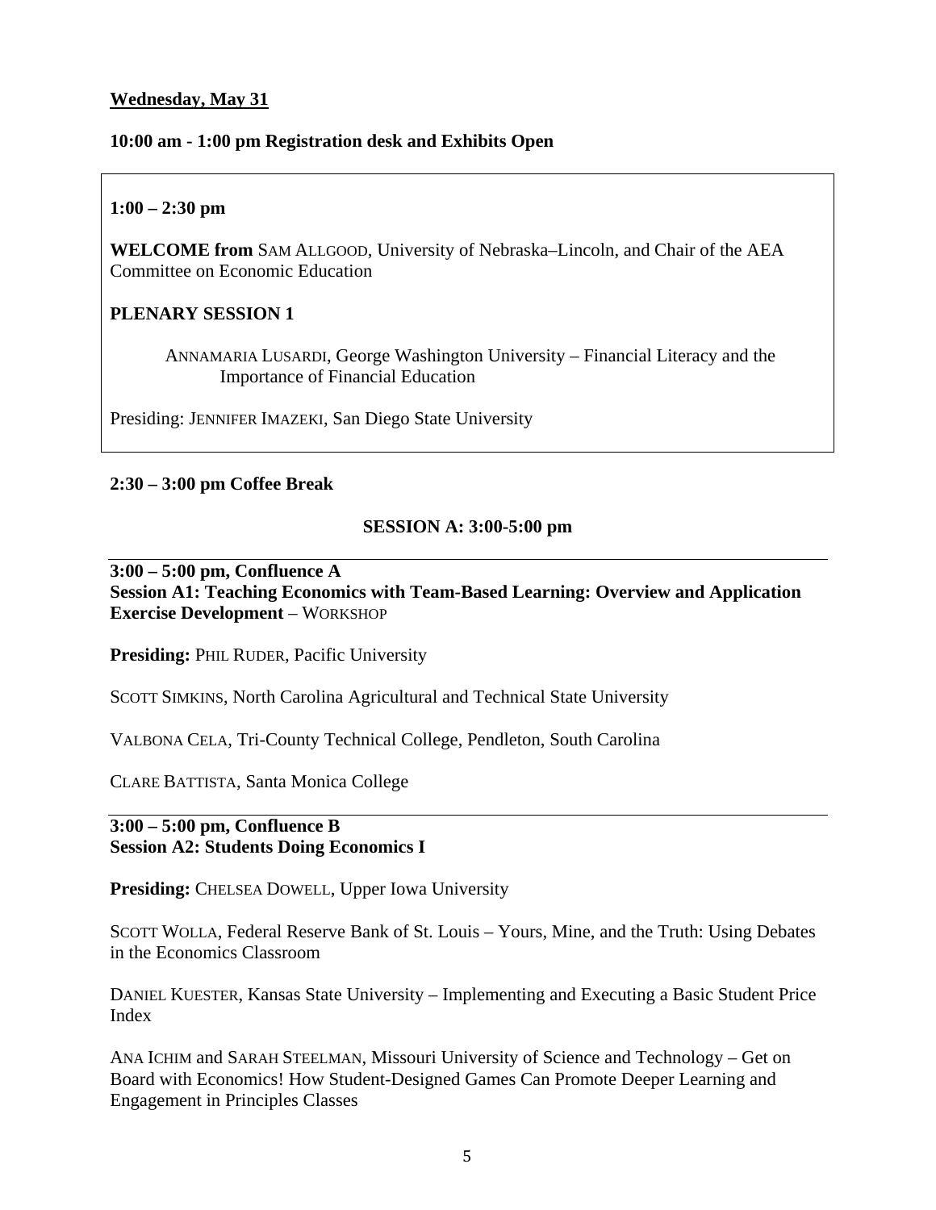**Wednesday, May 31**

**10:00 am - 1:00 pm Registration desk and Exhibits Open**

**1:00 – 2:30 pm**

**WELCOME from** SAM ALLGOOD, University of Nebraska–Lincoln, and Chair of the AEA Committee on Economic Education

**PLENARY SESSION 1**

ANNAMARIA LUSARDI, George Washington University – Financial Literacy and the Importance of Financial Education

Presiding: JENNIFER IMAZEKI, San Diego State University

**2:30 – 3:00 pm Coffee Break**

**SESSION A: 3:00-5:00 pm**

---

**3:00 – 5:00 pm, Confluence A**
**Session A1: Teaching Economics with Team-Based Learning: Overview and Application Exercise Development** – WORKSHOP

**Presiding:** PHIL RUDER, Pacific University

SCOTT SIMKINS, North Carolina Agricultural and Technical State University

VALBONA CELA, Tri-County Technical College, Pendleton, South Carolina

CLARE BATTISTA, Santa Monica College

---

**3:00 – 5:00 pm, Confluence B**
**Session A2: Students Doing Economics I**

**Presiding:** CHELSEA DOWELL, Upper Iowa University

SCOTT WOLLA, Federal Reserve Bank of St. Louis – Yours, Mine, and the Truth: Using Debates in the Economics Classroom

DANIEL KUESTER, Kansas State University – Implementing and Executing a Basic Student Price Index

ANA ICHIM and SARAH STEELMAN, Missouri University of Science and Technology – Get on Board with Economics! How Student-Designed Games Can Promote Deeper Learning and Engagement in Principles Classes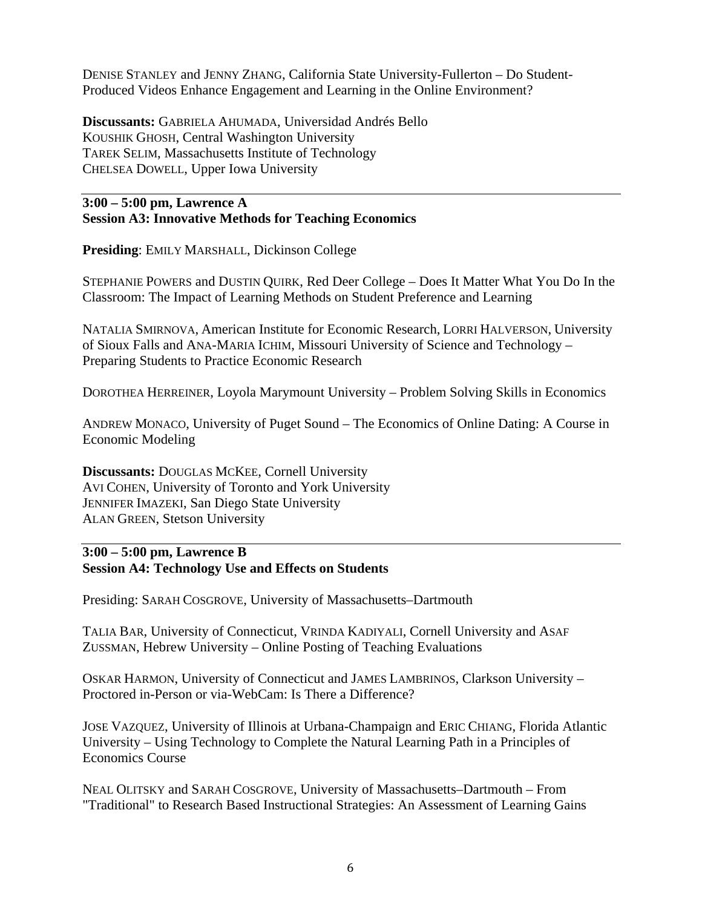DENISE STANLEY and JENNY ZHANG, California State University-Fullerton – Do Student-Produced Videos Enhance Engagement and Learning in the Online Environment?

**Discussants:** GABRIELA AHUMADA, Universidad Andrés Bello
KOUSHIK GHOSH, Central Washington University
TAREK SELIM, Massachusetts Institute of Technology
CHELSEA DOWELL, Upper Iowa University

---

**3:00 – 5:00 pm, Lawrence A**
**Session A3: Innovative Methods for Teaching Economics**

**Presiding**: EMILY MARSHALL, Dickinson College

STEPHANIE POWERS and DUSTIN QUIRK, Red Deer College – Does It Matter What You Do In the Classroom: The Impact of Learning Methods on Student Preference and Learning

NATALIA SMIRNOVA, American Institute for Economic Research, LORRI HALVERSON, University of Sioux Falls and ANA-MARIA ICHIM, Missouri University of Science and Technology – Preparing Students to Practice Economic Research

DOROTHEA HERREINER, Loyola Marymount University – Problem Solving Skills in Economics

ANDREW MONACO, University of Puget Sound – The Economics of Online Dating: A Course in Economic Modeling

**Discussants:** DOUGLAS MCKEE, Cornell University
AVI COHEN, University of Toronto and York University
JENNIFER IMAZEKI, San Diego State University
ALAN GREEN, Stetson University

---

**3:00 – 5:00 pm, Lawrence B**
**Session A4: Technology Use and Effects on Students**

Presiding: SARAH COSGROVE, University of Massachusetts–Dartmouth

TALIA BAR, University of Connecticut, VRINDA KADIYALI, Cornell University and ASAF ZUSSMAN, Hebrew University – Online Posting of Teaching Evaluations

OSKAR HARMON, University of Connecticut and JAMES LAMBRINOS, Clarkson University – Proctored in-Person or via-WebCam: Is There a Difference?

JOSE VAZQUEZ, University of Illinois at Urbana-Champaign and ERIC CHIANG, Florida Atlantic University – Using Technology to Complete the Natural Learning Path in a Principles of Economics Course

NEAL OLITSKY and SARAH COSGROVE, University of Massachusetts–Dartmouth – From "Traditional" to Research Based Instructional Strategies: An Assessment of Learning Gains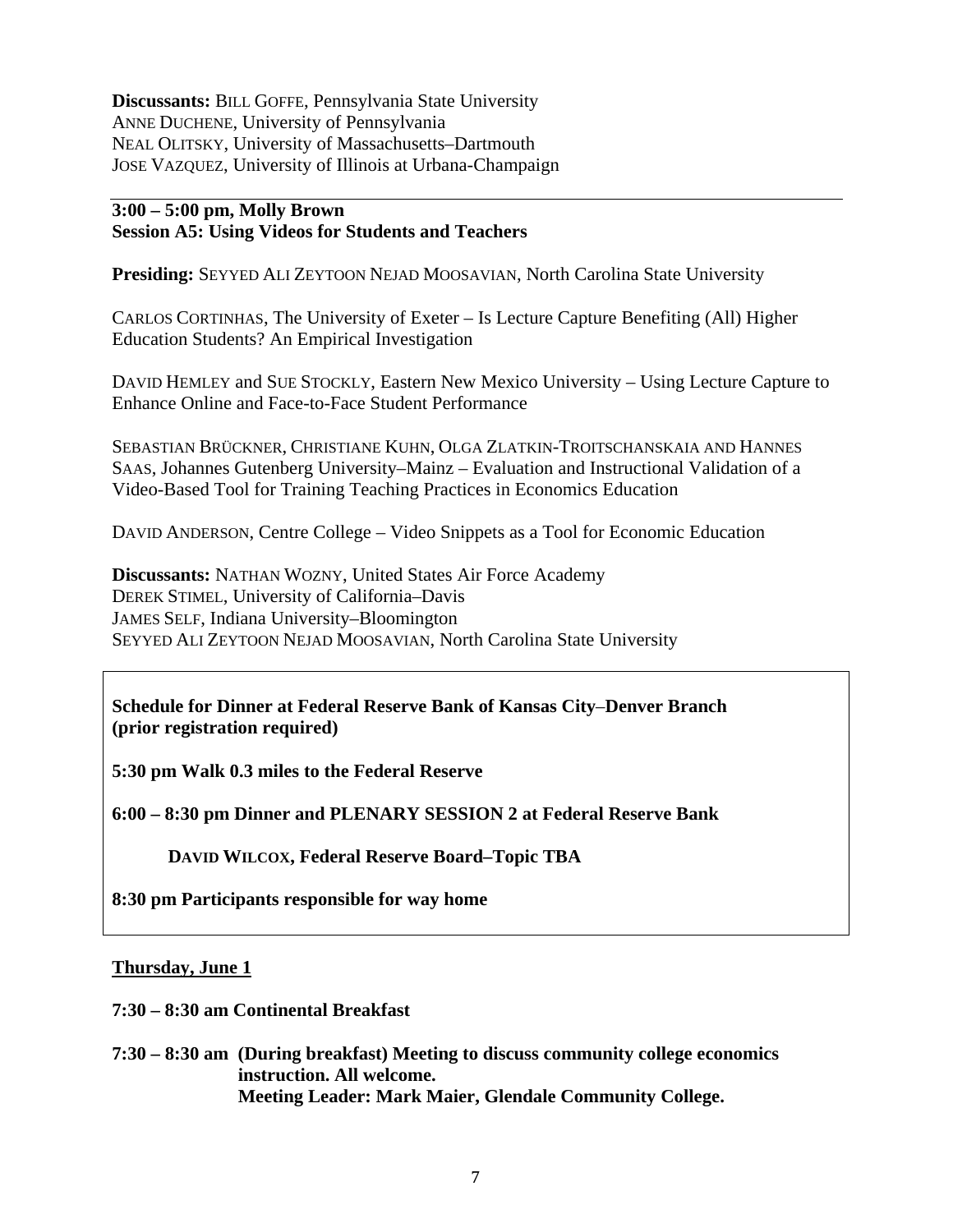**Discussants:** BILL GOFFE, Pennsylvania State University
ANNE DUCHENE, University of Pennsylvania
NEAL OLITSKY, University of Massachusetts–Dartmouth
JOSE VAZQUEZ, University of Illinois at Urbana-Champaign

---

**3:00 – 5:00 pm, Molly Brown**
**Session A5: Using Videos for Students and Teachers**

**Presiding:** SEYYED ALI ZEYTOON NEJAD MOOSAVIAN, North Carolina State University

CARLOS CORTINHAS, The University of Exeter – Is Lecture Capture Benefiting (All) Higher Education Students? An Empirical Investigation

DAVID HEMLEY and SUE STOCKLY, Eastern New Mexico University – Using Lecture Capture to Enhance Online and Face-to-Face Student Performance

SEBASTIAN BRÜCKNER, CHRISTIANE KUHN, OLGA ZLATKIN-TROITSCHANSKAIA AND HANNES SAAS, Johannes Gutenberg University–Mainz – Evaluation and Instructional Validation of a Video-Based Tool for Training Teaching Practices in Economics Education

DAVID ANDERSON, Centre College – Video Snippets as a Tool for Economic Education

**Discussants:** NATHAN WOZNY, United States Air Force Academy
DEREK STIMEL, University of California–Davis
JAMES SELF, Indiana University–Bloomington
SEYYED ALI ZEYTOON NEJAD MOOSAVIAN, North Carolina State University

**Schedule for Dinner at Federal Reserve Bank of Kansas City–Denver Branch (prior registration required)**

**5:30 pm Walk 0.3 miles to the Federal Reserve**

**6:00 – 8:30 pm Dinner and PLENARY SESSION 2 at Federal Reserve Bank**

**DAVID WILCOX, Federal Reserve Board–Topic TBA**

**8:30 pm Participants responsible for way home**

**Thursday, June 1**

**7:30 – 8:30 am Continental Breakfast**

**7:30 – 8:30 am (During breakfast) Meeting to discuss community college economics instruction. All welcome.**
**Meeting Leader: Mark Maier, Glendale Community College.**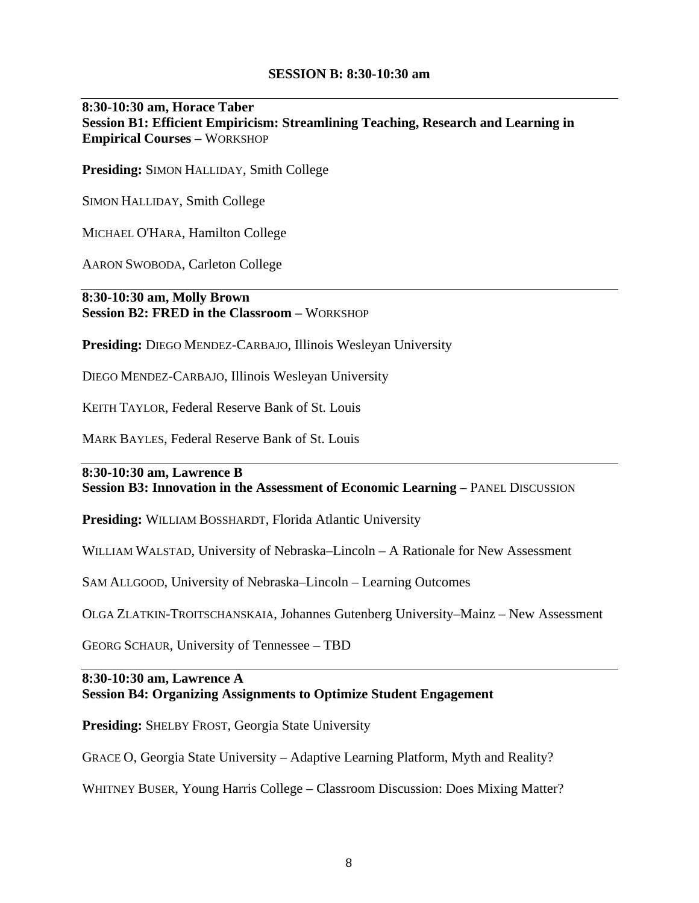## SESSION B: 8:30-10:30 am

---

**8:30-10:30 am, Horace Taber**
**Session B1: Efficient Empiricism: Streamlining Teaching, Research and Learning in Empirical Courses –** WORKSHOP

**Presiding:** SIMON HALLIDAY, Smith College

SIMON HALLIDAY, Smith College

MICHAEL O'HARA, Hamilton College

AARON SWOBODA, Carleton College

---

**8:30-10:30 am, Molly Brown**
**Session B2: FRED in the Classroom –** WORKSHOP

**Presiding:** DIEGO MENDEZ-CARBAJO, Illinois Wesleyan University

DIEGO MENDEZ-CARBAJO, Illinois Wesleyan University

KEITH TAYLOR, Federal Reserve Bank of St. Louis

MARK BAYLES, Federal Reserve Bank of St. Louis

---

**8:30-10:30 am, Lawrence B**
**Session B3: Innovation in the Assessment of Economic Learning** – PANEL DISCUSSION

**Presiding:** WILLIAM BOSSHARDT, Florida Atlantic University

WILLIAM WALSTAD, University of Nebraska–Lincoln – A Rationale for New Assessment

SAM ALLGOOD, University of Nebraska–Lincoln – Learning Outcomes

OLGA ZLATKIN-TROITSCHANSKAIA, Johannes Gutenberg University–Mainz – New Assessment

GEORG SCHAUR, University of Tennessee – TBD

---

**8:30-10:30 am, Lawrence A**
**Session B4: Organizing Assignments to Optimize Student Engagement**

**Presiding:** SHELBY FROST, Georgia State University

GRACE O, Georgia State University – Adaptive Learning Platform, Myth and Reality?

WHITNEY BUSER, Young Harris College – Classroom Discussion: Does Mixing Matter?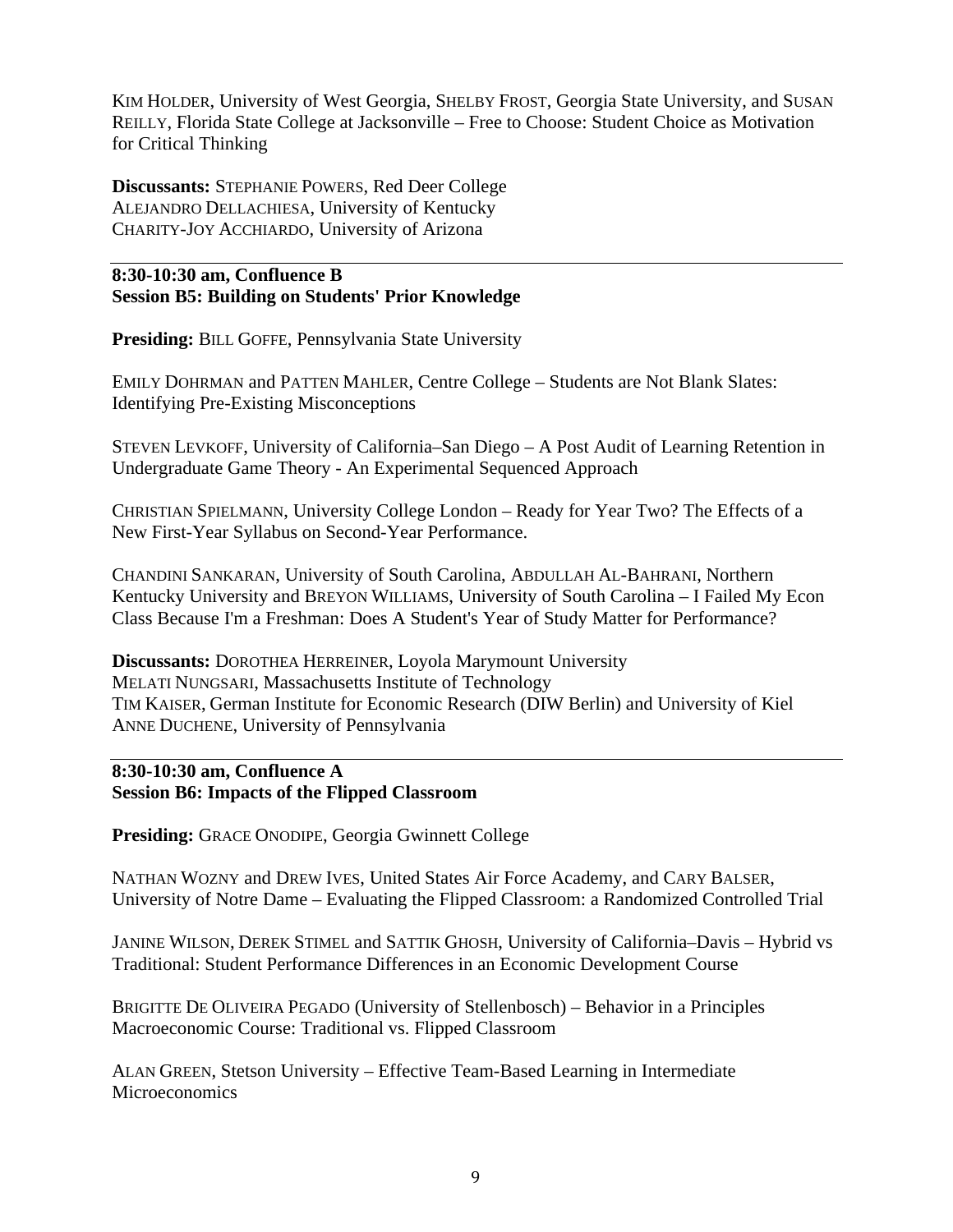KIM HOLDER, University of West Georgia, SHELBY FROST, Georgia State University, and SUSAN REILLY, Florida State College at Jacksonville – Free to Choose: Student Choice as Motivation for Critical Thinking

**Discussants:** STEPHANIE POWERS, Red Deer College
ALEJANDRO DELLACHIESA, University of Kentucky
CHARITY-JOY ACCHIARDO, University of Arizona

---

**8:30-10:30 am, Confluence B**
**Session B5: Building on Students' Prior Knowledge**

**Presiding:** BILL GOFFE, Pennsylvania State University

EMILY DOHRMAN and PATTEN MAHLER, Centre College – Students are Not Blank Slates: Identifying Pre-Existing Misconceptions

STEVEN LEVKOFF, University of California–San Diego – A Post Audit of Learning Retention in Undergraduate Game Theory - An Experimental Sequenced Approach

CHRISTIAN SPIELMANN, University College London – Ready for Year Two? The Effects of a New First-Year Syllabus on Second-Year Performance.

CHANDINI SANKARAN, University of South Carolina, ABDULLAH AL-BAHRANI, Northern Kentucky University and BREYON WILLIAMS, University of South Carolina – I Failed My Econ Class Because I'm a Freshman: Does A Student's Year of Study Matter for Performance?

**Discussants:** DOROTHEA HERREINER, Loyola Marymount University
MELATI NUNGSARI, Massachusetts Institute of Technology
TIM KAISER, German Institute for Economic Research (DIW Berlin) and University of Kiel
ANNE DUCHENE, University of Pennsylvania

---

**8:30-10:30 am, Confluence A**
**Session B6: Impacts of the Flipped Classroom**

**Presiding:** GRACE ONODIPE, Georgia Gwinnett College

NATHAN WOZNY and DREW IVES, United States Air Force Academy, and CARY BALSER, University of Notre Dame – Evaluating the Flipped Classroom: a Randomized Controlled Trial

JANINE WILSON, DEREK STIMEL and SATTIK GHOSH, University of California–Davis – Hybrid vs Traditional: Student Performance Differences in an Economic Development Course

BRIGITTE DE OLIVEIRA PEGADO (University of Stellenbosch) – Behavior in a Principles Macroeconomic Course: Traditional vs. Flipped Classroom

ALAN GREEN, Stetson University – Effective Team-Based Learning in Intermediate Microeconomics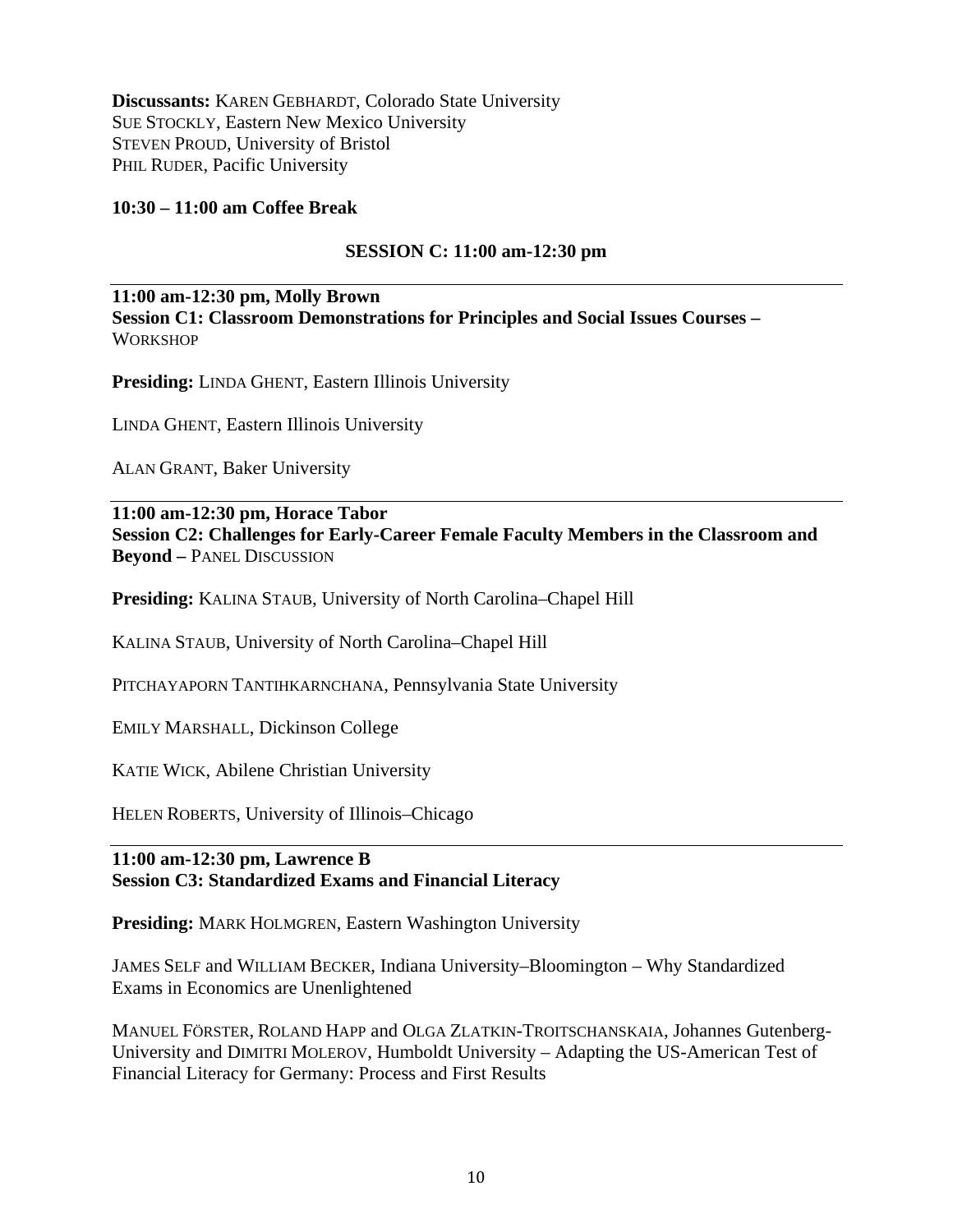**Discussants:** KAREN GEBHARDT, Colorado State University
SUE STOCKLY, Eastern New Mexico University
STEVEN PROUD, University of Bristol
PHIL RUDER, Pacific University

**10:30 – 11:00 am Coffee Break**

## SESSION C: 11:00 am-12:30 pm

---

**11:00 am-12:30 pm, Molly Brown**
**Session C1: Classroom Demonstrations for Principles and Social Issues Courses –** WORKSHOP

**Presiding:** LINDA GHENT, Eastern Illinois University

LINDA GHENT, Eastern Illinois University

ALAN GRANT, Baker University

---

**11:00 am-12:30 pm, Horace Tabor**
**Session C2: Challenges for Early-Career Female Faculty Members in the Classroom and Beyond –** PANEL DISCUSSION

**Presiding:** KALINA STAUB, University of North Carolina–Chapel Hill

KALINA STAUB, University of North Carolina–Chapel Hill

PITCHAYAPORN TANTIHKARNCHANA, Pennsylvania State University

EMILY MARSHALL, Dickinson College

KATIE WICK, Abilene Christian University

HELEN ROBERTS, University of Illinois–Chicago

---

**11:00 am-12:30 pm, Lawrence B**
**Session C3: Standardized Exams and Financial Literacy**

**Presiding:** MARK HOLMGREN, Eastern Washington University

JAMES SELF and WILLIAM BECKER, Indiana University–Bloomington – Why Standardized Exams in Economics are Unenlightened

MANUEL FÖRSTER, ROLAND HAPP and OLGA ZLATKIN-TROITSCHANSKAIA, Johannes Gutenberg-University and DIMITRI MOLEROV, Humboldt University – Adapting the US-American Test of Financial Literacy for Germany: Process and First Results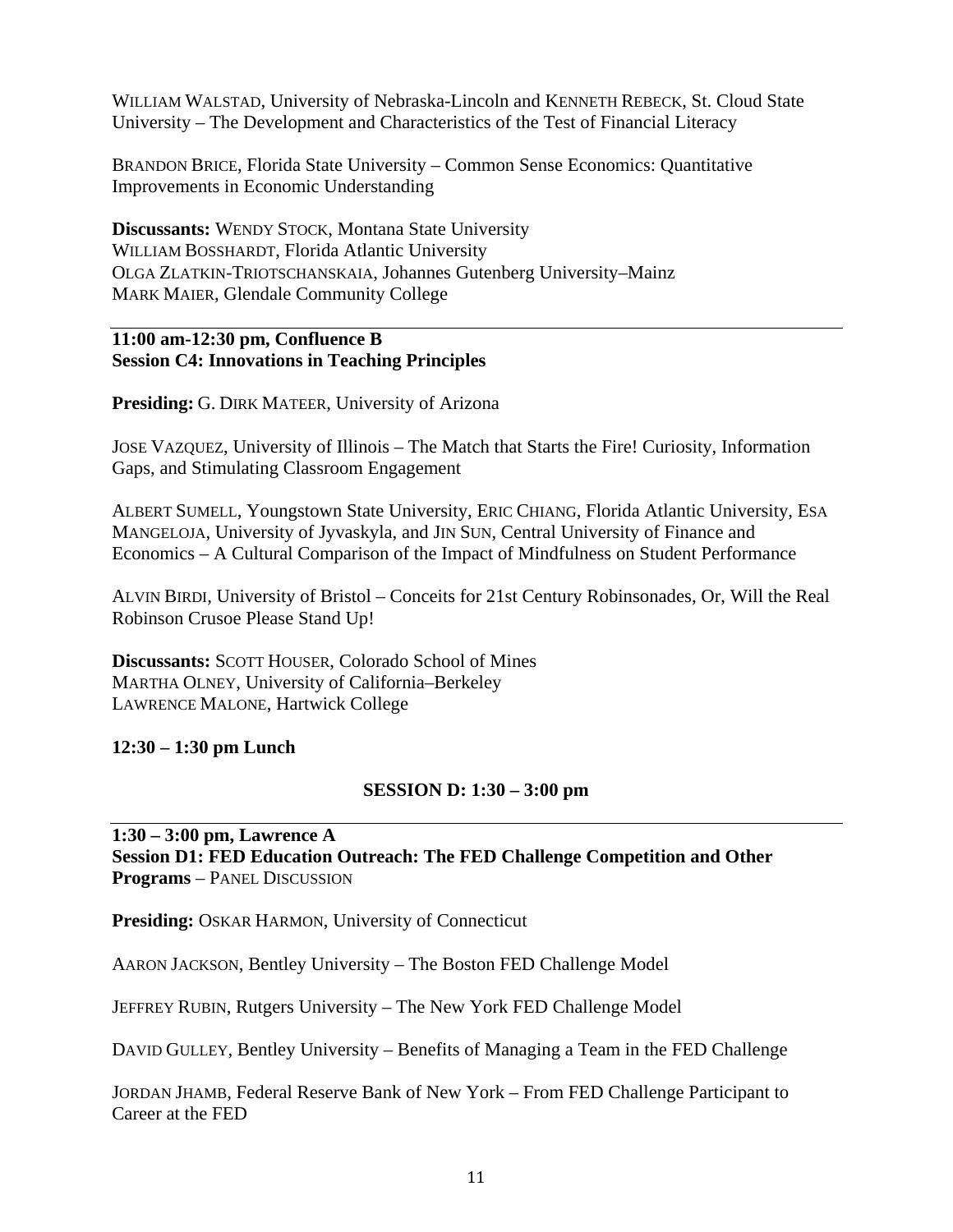WILLIAM WALSTAD, University of Nebraska-Lincoln and KENNETH REBECK, St. Cloud State University – The Development and Characteristics of the Test of Financial Literacy

BRANDON BRICE, Florida State University – Common Sense Economics: Quantitative Improvements in Economic Understanding

**Discussants:** WENDY STOCK, Montana State University
WILLIAM BOSSHARDT, Florida Atlantic University
OLGA ZLATKIN-TRIOTSCHANSKAIA, Johannes Gutenberg University–Mainz
MARK MAIER, Glendale Community College

---

**11:00 am-12:30 pm, Confluence B**
**Session C4: Innovations in Teaching Principles**

**Presiding:** G. DIRK MATEER, University of Arizona

JOSE VAZQUEZ, University of Illinois – The Match that Starts the Fire! Curiosity, Information Gaps, and Stimulating Classroom Engagement

ALBERT SUMELL, Youngstown State University, ERIC CHIANG, Florida Atlantic University, ESA MANGELOJA, University of Jyvaskyla, and JIN SUN, Central University of Finance and Economics – A Cultural Comparison of the Impact of Mindfulness on Student Performance

ALVIN BIRDI, University of Bristol – Conceits for 21st Century Robinsonades, Or, Will the Real Robinson Crusoe Please Stand Up!

**Discussants:** SCOTT HOUSER, Colorado School of Mines
MARTHA OLNEY, University of California–Berkeley
LAWRENCE MALONE, Hartwick College

**12:30 – 1:30 pm Lunch**

## SESSION D: 1:30 – 3:00 pm

---

**1:30 – 3:00 pm, Lawrence A**
**Session D1: FED Education Outreach: The FED Challenge Competition and Other Programs** – PANEL DISCUSSION

**Presiding:** OSKAR HARMON, University of Connecticut

AARON JACKSON, Bentley University – The Boston FED Challenge Model

JEFFREY RUBIN, Rutgers University – The New York FED Challenge Model

DAVID GULLEY, Bentley University – Benefits of Managing a Team in the FED Challenge

JORDAN JHAMB, Federal Reserve Bank of New York – From FED Challenge Participant to Career at the FED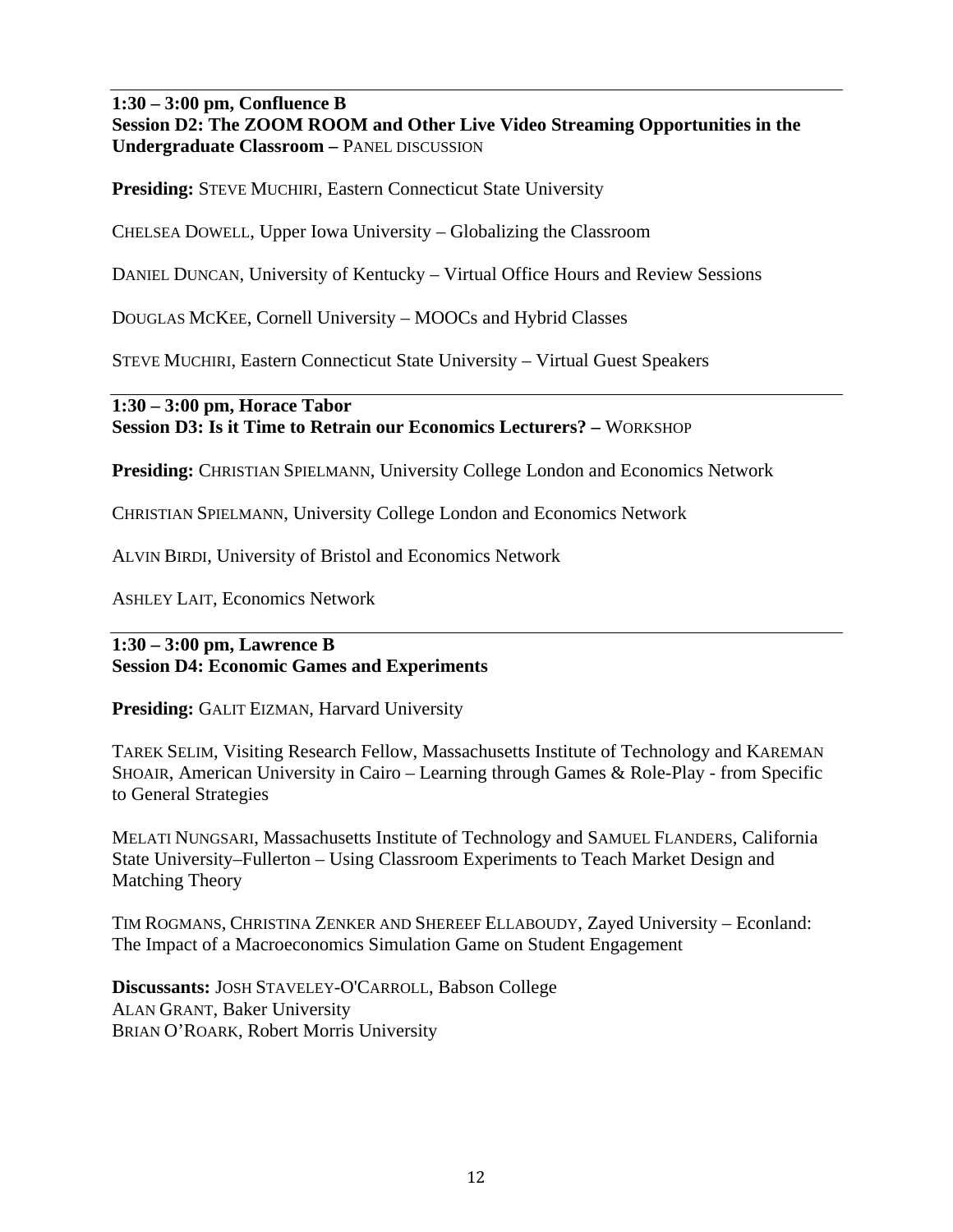---

**1:30 – 3:00 pm, Confluence B**
**Session D2: The ZOOM ROOM and Other Live Video Streaming Opportunities in the Undergraduate Classroom –** PANEL DISCUSSION

**Presiding:** STEVE MUCHIRI, Eastern Connecticut State University

CHELSEA DOWELL, Upper Iowa University – Globalizing the Classroom

DANIEL DUNCAN, University of Kentucky – Virtual Office Hours and Review Sessions

DOUGLAS MCKEE, Cornell University – MOOCs and Hybrid Classes

STEVE MUCHIRI, Eastern Connecticut State University – Virtual Guest Speakers

---

**1:30 – 3:00 pm, Horace Tabor**
**Session D3: Is it Time to Retrain our Economics Lecturers? –** WORKSHOP

**Presiding:** CHRISTIAN SPIELMANN, University College London and Economics Network

CHRISTIAN SPIELMANN, University College London and Economics Network

ALVIN BIRDI, University of Bristol and Economics Network

ASHLEY LAIT, Economics Network

---

**1:30 – 3:00 pm, Lawrence B**
**Session D4: Economic Games and Experiments**

**Presiding:** GALIT EIZMAN, Harvard University

TAREK SELIM, Visiting Research Fellow, Massachusetts Institute of Technology and KAREMAN SHOAIR, American University in Cairo – Learning through Games & Role-Play - from Specific to General Strategies

MELATI NUNGSARI, Massachusetts Institute of Technology and SAMUEL FLANDERS, California State University–Fullerton – Using Classroom Experiments to Teach Market Design and Matching Theory

TIM ROGMANS, CHRISTINA ZENKER AND SHEREEF ELLABOUDY, Zayed University – Econland: The Impact of a Macroeconomics Simulation Game on Student Engagement

**Discussants:** JOSH STAVELEY-O'CARROLL, Babson College
ALAN GRANT, Baker University
BRIAN O'ROARK, Robert Morris University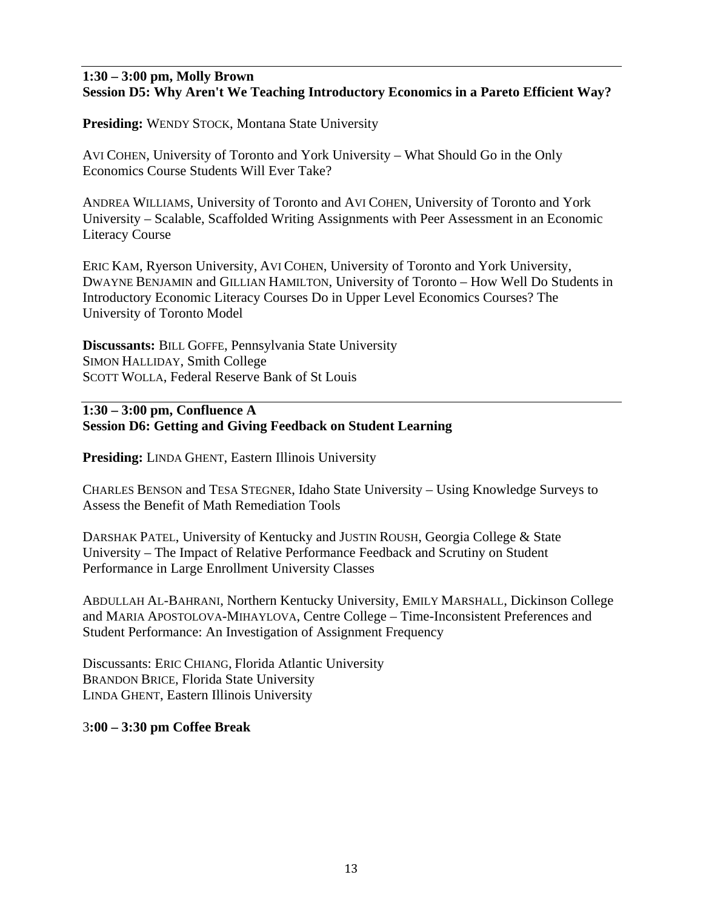---

**1:30 – 3:00 pm, Molly Brown**
**Session D5: Why Aren't We Teaching Introductory Economics in a Pareto Efficient Way?**

**Presiding:** WENDY STOCK, Montana State University

AVI COHEN, University of Toronto and York University – What Should Go in the Only Economics Course Students Will Ever Take?

ANDREA WILLIAMS, University of Toronto and AVI COHEN, University of Toronto and York University – Scalable, Scaffolded Writing Assignments with Peer Assessment in an Economic Literacy Course

ERIC KAM, Ryerson University, AVI COHEN, University of Toronto and York University, DWAYNE BENJAMIN and GILLIAN HAMILTON, University of Toronto – How Well Do Students in Introductory Economic Literacy Courses Do in Upper Level Economics Courses? The University of Toronto Model

**Discussants:** BILL GOFFE, Pennsylvania State University
SIMON HALLIDAY, Smith College
SCOTT WOLLA, Federal Reserve Bank of St Louis

---

**1:30 – 3:00 pm, Confluence A**
**Session D6: Getting and Giving Feedback on Student Learning**

**Presiding:** LINDA GHENT, Eastern Illinois University

CHARLES BENSON and TESA STEGNER, Idaho State University – Using Knowledge Surveys to Assess the Benefit of Math Remediation Tools

DARSHAK PATEL, University of Kentucky and JUSTIN ROUSH, Georgia College & State University – The Impact of Relative Performance Feedback and Scrutiny on Student Performance in Large Enrollment University Classes

ABDULLAH AL-BAHRANI, Northern Kentucky University, EMILY MARSHALL, Dickinson College and MARIA APOSTOLOVA-MIHAYLOVA, Centre College – Time-Inconsistent Preferences and Student Performance: An Investigation of Assignment Frequency

Discussants: ERIC CHIANG, Florida Atlantic University
BRANDON BRICE, Florida State University
LINDA GHENT, Eastern Illinois University

**3:00 – 3:30 pm Coffee Break**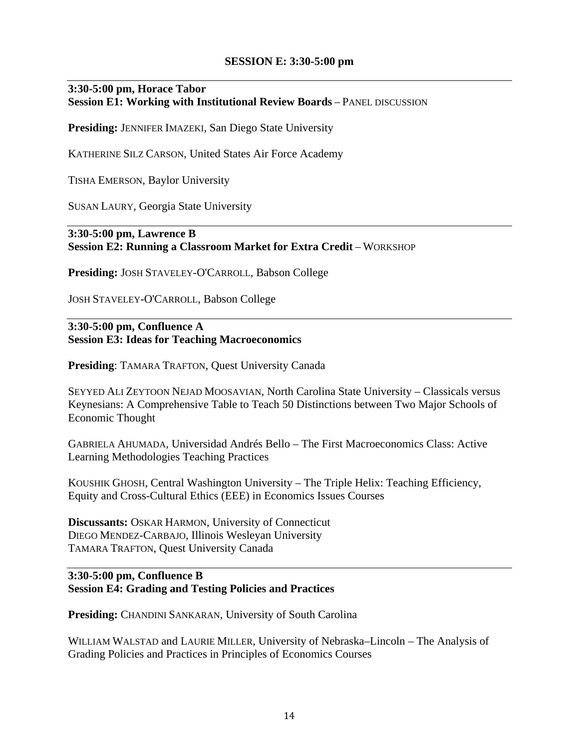## SESSION E: 3:30-5:00 pm

---

**3:30-5:00 pm, Horace Tabor**
**Session E1: Working with Institutional Review Boards** – PANEL DISCUSSION

**Presiding:** JENNIFER IMAZEKI, San Diego State University

KATHERINE SILZ CARSON, United States Air Force Academy

TISHA EMERSON, Baylor University

SUSAN LAURY, Georgia State University

---

**3:30-5:00 pm, Lawrence B**
**Session E2: Running a Classroom Market for Extra Credit** – WORKSHOP

**Presiding:** JOSH STAVELEY-O'CARROLL, Babson College

JOSH STAVELEY-O'CARROLL, Babson College

---

**3:30-5:00 pm, Confluence A**
**Session E3: Ideas for Teaching Macroeconomics**

**Presiding**: TAMARA TRAFTON, Quest University Canada

SEYYED ALI ZEYTOON NEJAD MOOSAVIAN, North Carolina State University – Classicals versus Keynesians: A Comprehensive Table to Teach 50 Distinctions between Two Major Schools of Economic Thought

GABRIELA AHUMADA, Universidad Andrés Bello – The First Macroeconomics Class: Active Learning Methodologies Teaching Practices

KOUSHIK GHOSH, Central Washington University – The Triple Helix: Teaching Efficiency, Equity and Cross-Cultural Ethics (EEE) in Economics Issues Courses

**Discussants:** OSKAR HARMON, University of Connecticut
DIEGO MENDEZ-CARBAJO, Illinois Wesleyan University
TAMARA TRAFTON, Quest University Canada

---

**3:30-5:00 pm, Confluence B**
**Session E4: Grading and Testing Policies and Practices**

**Presiding:** CHANDINI SANKARAN, University of South Carolina

WILLIAM WALSTAD and LAURIE MILLER, University of Nebraska–Lincoln – The Analysis of Grading Policies and Practices in Principles of Economics Courses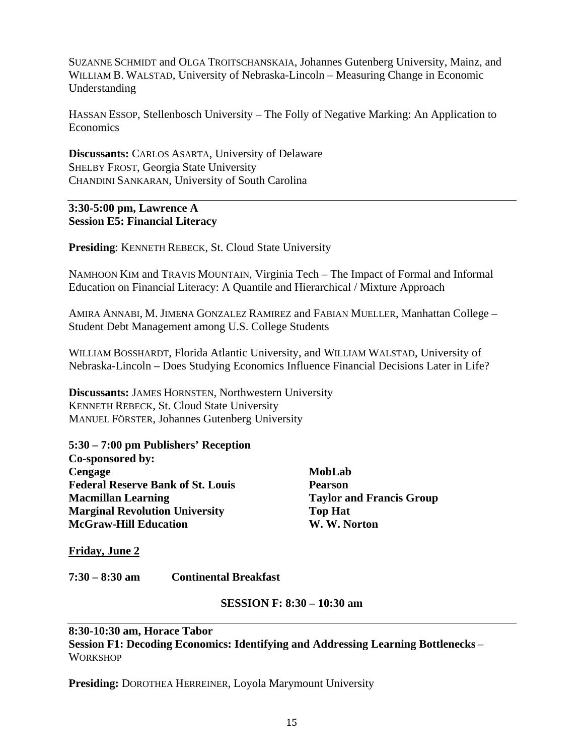SUZANNE SCHMIDT and OLGA TROITSCHANSKAIA, Johannes Gutenberg University, Mainz, and WILLIAM B. WALSTAD, University of Nebraska-Lincoln – Measuring Change in Economic Understanding

HASSAN ESSOP, Stellenbosch University – The Folly of Negative Marking: An Application to Economics

**Discussants:** CARLOS ASARTA, University of Delaware
SHELBY FROST, Georgia State University
CHANDINI SANKARAN, University of South Carolina

---

**3:30-5:00 pm, Lawrence A**
**Session E5: Financial Literacy**

**Presiding**: KENNETH REBECK, St. Cloud State University

NAMHOON KIM and TRAVIS MOUNTAIN, Virginia Tech – The Impact of Formal and Informal Education on Financial Literacy: A Quantile and Hierarchical / Mixture Approach

AMIRA ANNABI, M. JIMENA GONZALEZ RAMIREZ and FABIAN MUELLER, Manhattan College – Student Debt Management among U.S. College Students

WILLIAM BOSSHARDT, Florida Atlantic University, and WILLIAM WALSTAD, University of Nebraska-Lincoln – Does Studying Economics Influence Financial Decisions Later in Life?

**Discussants:** JAMES HORNSTEN, Northwestern University
KENNETH REBECK, St. Cloud State University
MANUEL FÖRSTER, Johannes Gutenberg University

**5:30 – 7:00 pm Publishers' Reception**
**Co-sponsored by:**

**Cengage**
**Federal Reserve Bank of St. Louis**
**Macmillan Learning**
**Marginal Revolution University**
**McGraw-Hill Education**
**MobLab**
**Pearson**
**Taylor and Francis Group**
**Top Hat**
**W. W. Norton**

**Friday, June 2**

**7:30 – 8:30 am Continental Breakfast**

**SESSION F: 8:30 – 10:30 am**

---

**8:30-10:30 am, Horace Tabor**
**Session F1: Decoding Economics: Identifying and Addressing Learning Bottlenecks** – WORKSHOP

**Presiding:** DOROTHEA HERREINER, Loyola Marymount University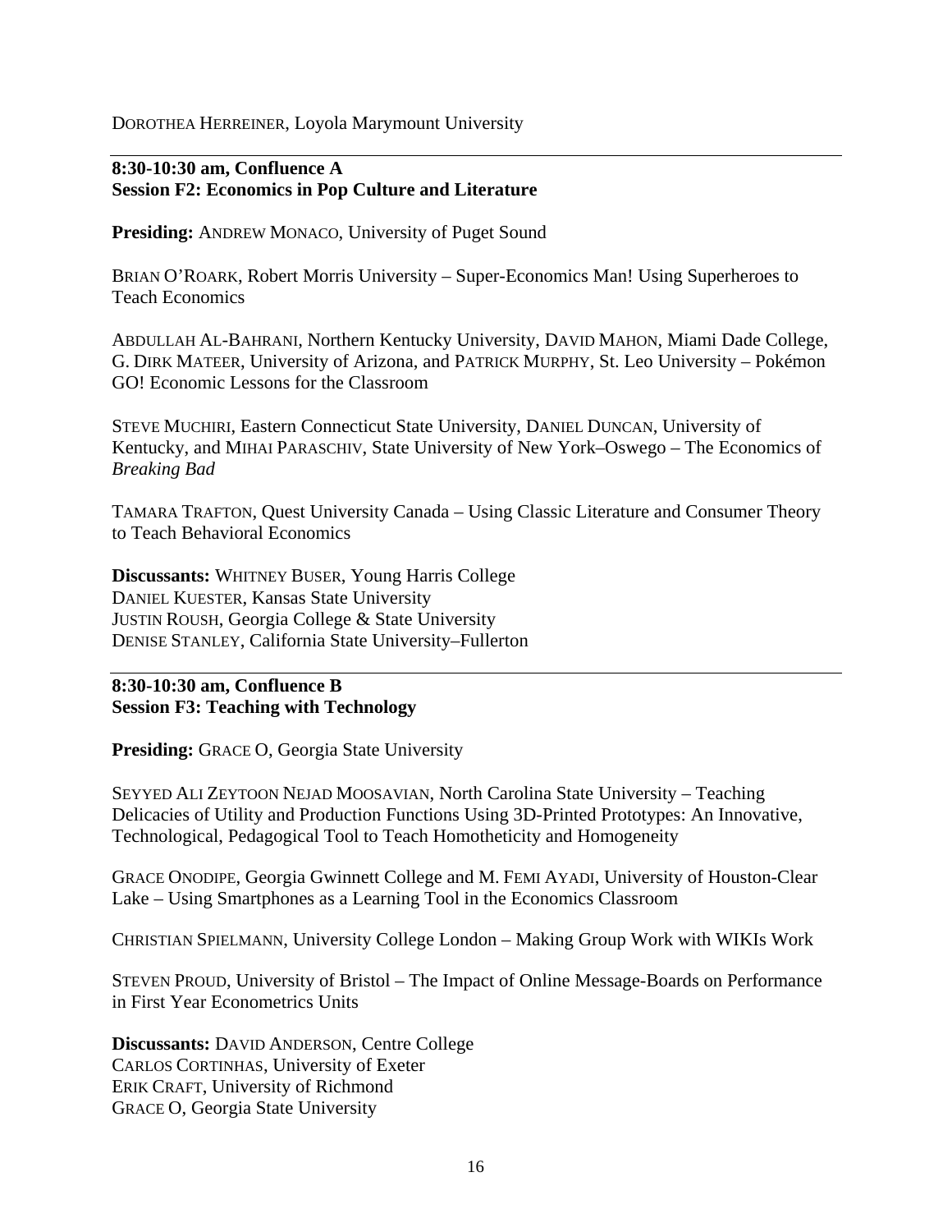DOROTHEA HERREINER, Loyola Marymount University

---

**8:30-10:30 am, Confluence A**
**Session F2: Economics in Pop Culture and Literature**

**Presiding:** ANDREW MONACO, University of Puget Sound

BRIAN O'ROARK, Robert Morris University – Super-Economics Man! Using Superheroes to Teach Economics

ABDULLAH AL-BAHRANI, Northern Kentucky University, DAVID MAHON, Miami Dade College, G. DIRK MATEER, University of Arizona, and PATRICK MURPHY, St. Leo University – Pokémon GO! Economic Lessons for the Classroom

STEVE MUCHIRI, Eastern Connecticut State University, DANIEL DUNCAN, University of Kentucky, and MIHAI PARASCHIV, State University of New York–Oswego – The Economics of *Breaking Bad*

TAMARA TRAFTON, Quest University Canada – Using Classic Literature and Consumer Theory to Teach Behavioral Economics

**Discussants:** WHITNEY BUSER, Young Harris College
DANIEL KUESTER, Kansas State University
JUSTIN ROUSH, Georgia College & State University
DENISE STANLEY, California State University–Fullerton

---

**8:30-10:30 am, Confluence B**
**Session F3: Teaching with Technology**

**Presiding:** GRACE O, Georgia State University

SEYYED ALI ZEYTOON NEJAD MOOSAVIAN, North Carolina State University – Teaching Delicacies of Utility and Production Functions Using 3D-Printed Prototypes: An Innovative, Technological, Pedagogical Tool to Teach Homotheticity and Homogeneity

GRACE ONODIPE, Georgia Gwinnett College and M. FEMI AYADI, University of Houston-Clear Lake – Using Smartphones as a Learning Tool in the Economics Classroom

CHRISTIAN SPIELMANN, University College London – Making Group Work with WIKIs Work

STEVEN PROUD, University of Bristol – The Impact of Online Message-Boards on Performance in First Year Econometrics Units

**Discussants:** DAVID ANDERSON, Centre College
CARLOS CORTINHAS, University of Exeter
ERIK CRAFT, University of Richmond
GRACE O, Georgia State University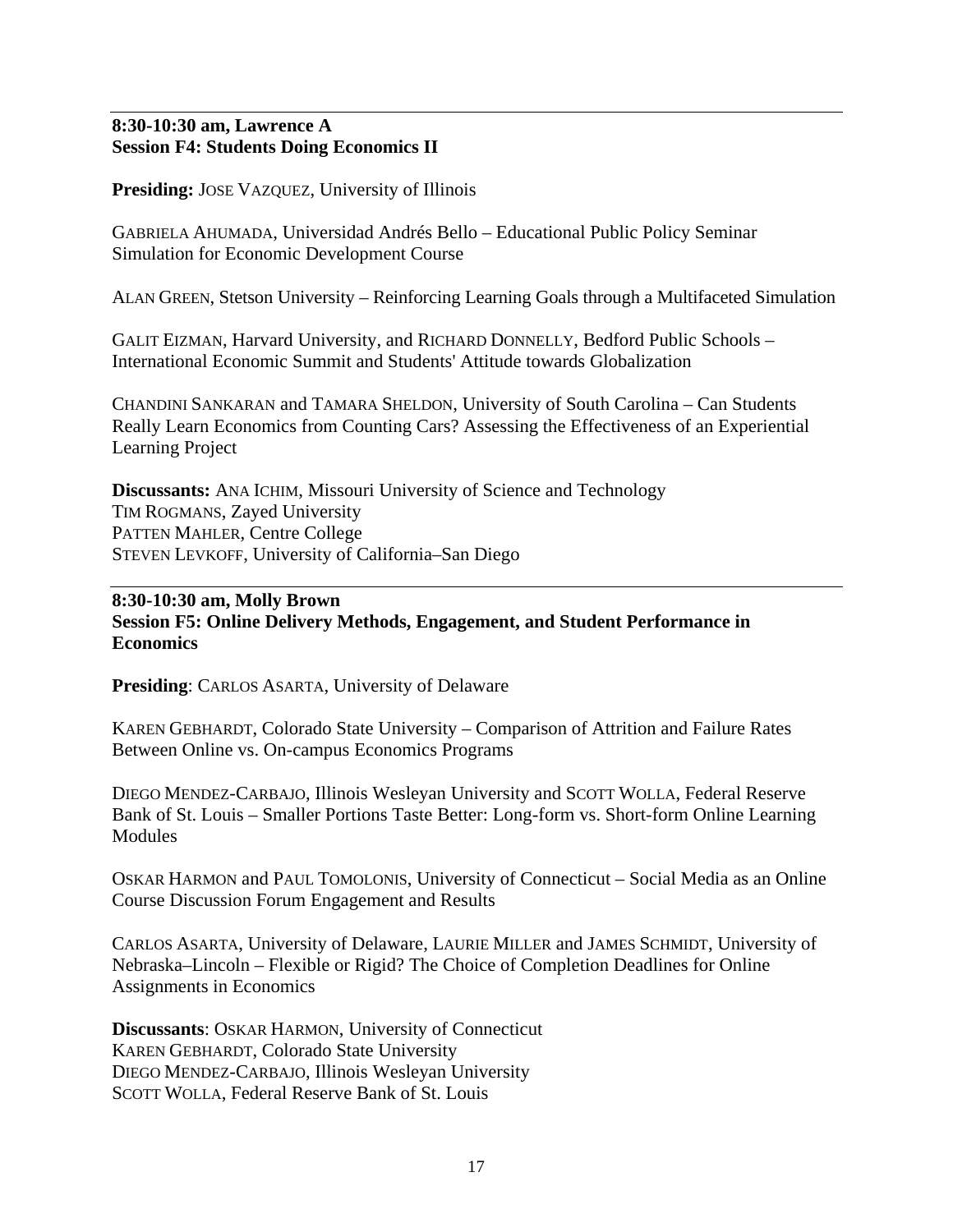---

**8:30-10:30 am, Lawrence A**
**Session F4: Students Doing Economics II**

**Presiding:** JOSE VAZQUEZ, University of Illinois

GABRIELA AHUMADA, Universidad Andrés Bello – Educational Public Policy Seminar Simulation for Economic Development Course

ALAN GREEN, Stetson University – Reinforcing Learning Goals through a Multifaceted Simulation

GALIT EIZMAN, Harvard University, and RICHARD DONNELLY, Bedford Public Schools – International Economic Summit and Students' Attitude towards Globalization

CHANDINI SANKARAN and TAMARA SHELDON, University of South Carolina – Can Students Really Learn Economics from Counting Cars? Assessing the Effectiveness of an Experiential Learning Project

**Discussants:** ANA ICHIM, Missouri University of Science and Technology
TIM ROGMANS, Zayed University
PATTEN MAHLER, Centre College
STEVEN LEVKOFF, University of California–San Diego

---

**8:30-10:30 am, Molly Brown**
**Session F5: Online Delivery Methods, Engagement, and Student Performance in Economics**

**Presiding**: CARLOS ASARTA, University of Delaware

KAREN GEBHARDT, Colorado State University – Comparison of Attrition and Failure Rates Between Online vs. On-campus Economics Programs

DIEGO MENDEZ-CARBAJO, Illinois Wesleyan University and SCOTT WOLLA, Federal Reserve Bank of St. Louis – Smaller Portions Taste Better: Long-form vs. Short-form Online Learning Modules

OSKAR HARMON and PAUL TOMOLONIS, University of Connecticut – Social Media as an Online Course Discussion Forum Engagement and Results

CARLOS ASARTA, University of Delaware, LAURIE MILLER and JAMES SCHMIDT, University of Nebraska–Lincoln – Flexible or Rigid? The Choice of Completion Deadlines for Online Assignments in Economics

**Discussants**: OSKAR HARMON, University of Connecticut
KAREN GEBHARDT, Colorado State University
DIEGO MENDEZ-CARBAJO, Illinois Wesleyan University
SCOTT WOLLA, Federal Reserve Bank of St. Louis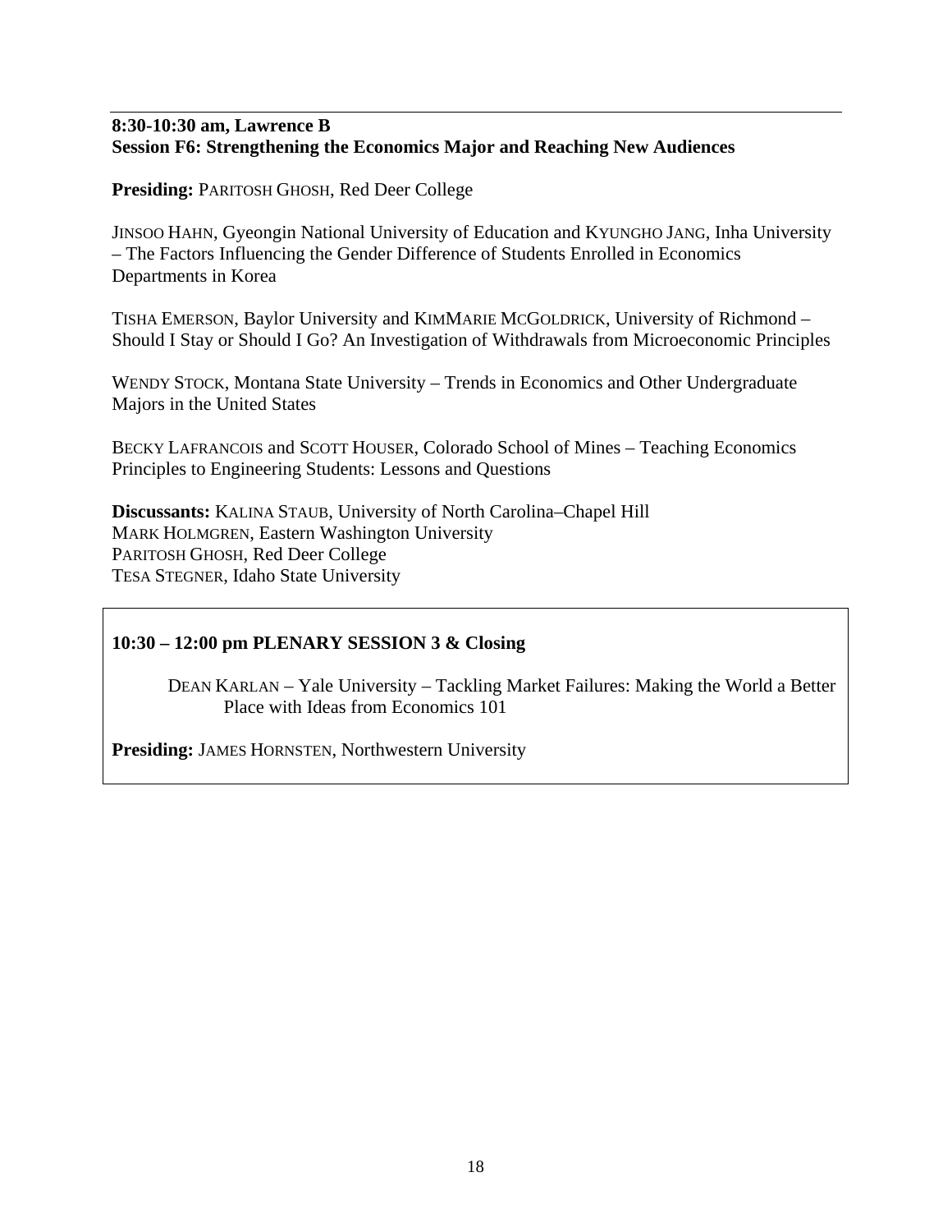**8:30-10:30 am, Lawrence B**
**Session F6: Strengthening the Economics Major and Reaching New Audiences**

**Presiding:** PARITOSH GHOSH, Red Deer College

JINSOO HAHN, Gyeongin National University of Education and KYUNGHO JANG, Inha University – The Factors Influencing the Gender Difference of Students Enrolled in Economics Departments in Korea

TISHA EMERSON, Baylor University and KIMMARIE MCGOLDRICK, University of Richmond – Should I Stay or Should I Go? An Investigation of Withdrawals from Microeconomic Principles

WENDY STOCK, Montana State University – Trends in Economics and Other Undergraduate Majors in the United States

BECKY LAFRANCOIS and SCOTT HOUSER, Colorado School of Mines – Teaching Economics Principles to Engineering Students: Lessons and Questions

**Discussants:** KALINA STAUB, University of North Carolina–Chapel Hill
MARK HOLMGREN, Eastern Washington University
PARITOSH GHOSH, Red Deer College
TESA STEGNER, Idaho State University

**10:30 – 12:00 pm PLENARY SESSION 3 & Closing**

DEAN KARLAN – Yale University – Tackling Market Failures: Making the World a Better Place with Ideas from Economics 101

**Presiding:** JAMES HORNSTEN, Northwestern University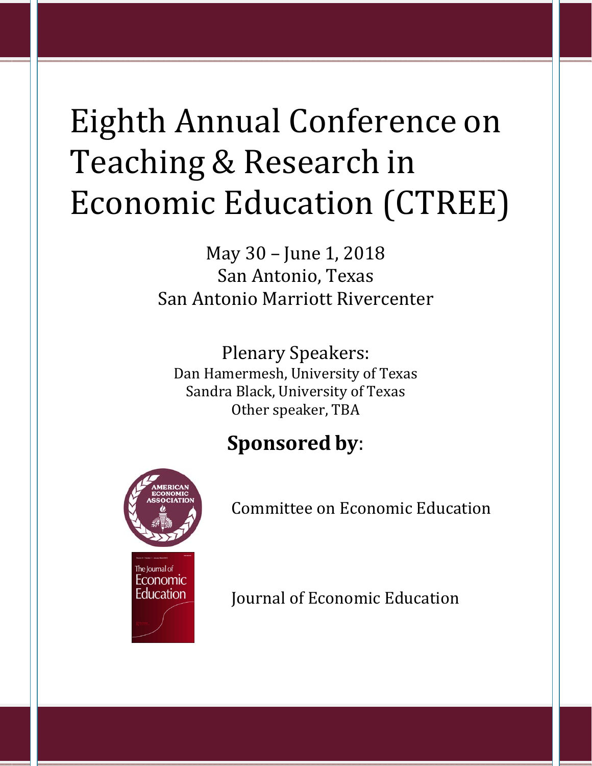# Eighth Annual Conference on Teaching & Research in Economic Education (CTREE)

May 30 – June 1, 2018
San Antonio, Texas
San Antonio Marriott Rivercenter

Plenary Speakers:
Dan Hamermesh, University of Texas
Sandra Black, University of Texas
Other speaker, TBA

## **Sponsored by**:

Committee on Economic Education

Journal of Economic Education